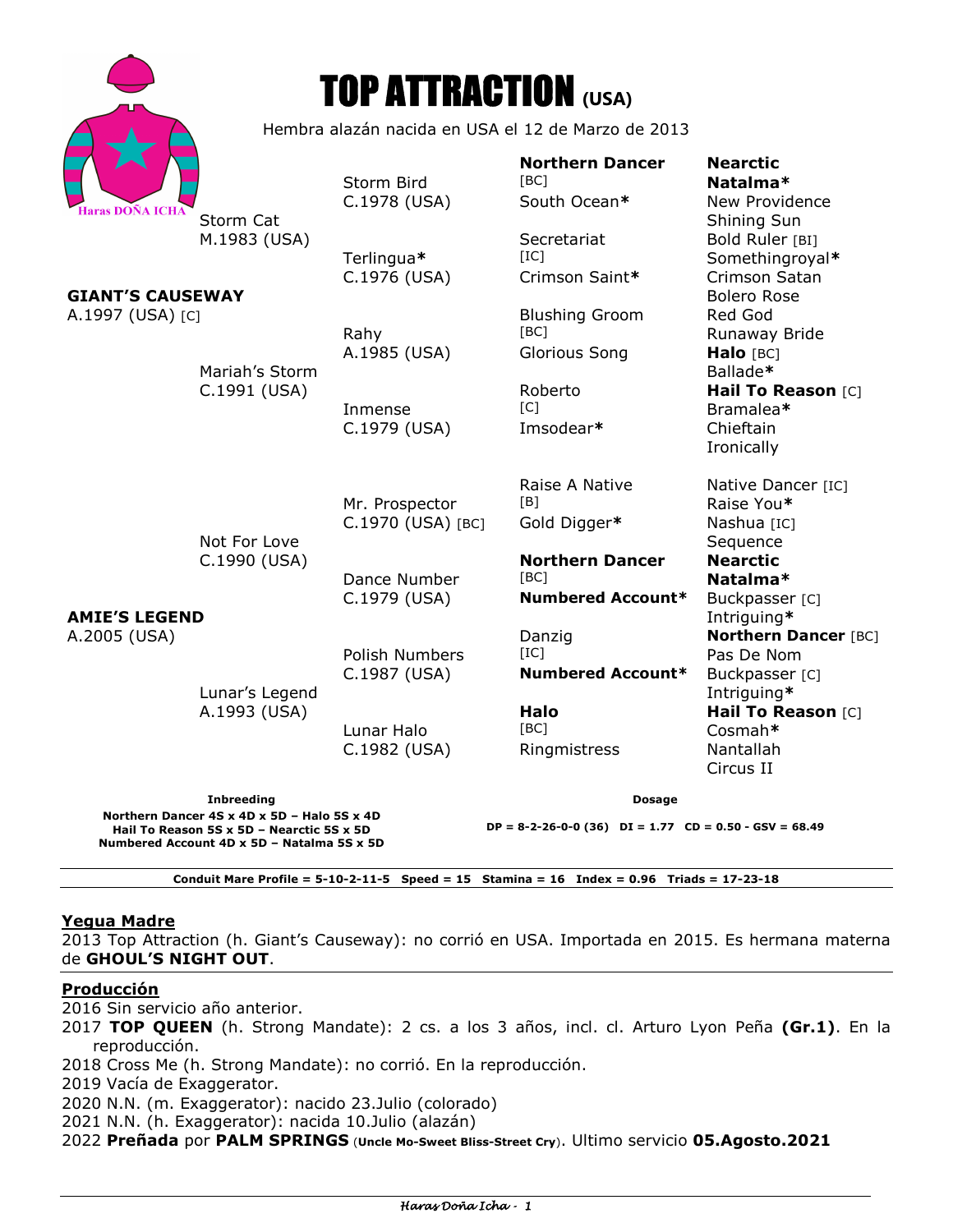# TOP ATTRACTION (USA)

Hembra alazán nacida en USA el 12 de Marzo de 2013

Haras DOÑA ICHA

| | | | | |
|---|---|---|---|---|
| **GIANT'S CAUSEWAY** A.1997 (USA) [C] | Storm Cat M.1983 (USA) | Storm Bird C.1978 (USA) | **Northern Dancer** [BC] | **Nearctic** |
| | | | | **Natalma*** |
| | | | South Ocean* | New Providence |
| | | | | Shining Sun |
| | | Terlingua* C.1976 (USA) | Secretariat [IC] | Bold Ruler [BI] |
| | | | | Somethingroyal* |
| | | | Crimson Saint* | Crimson Satan |
| | | | | Bolero Rose |
| | Mariah's Storm C.1991 (USA) | Rahy A.1985 (USA) | Blushing Groom [BC] | Red God |
| | | | | Runaway Bride |
| | | | Glorious Song | **Halo** [BC] |
| | | | | Ballade* |
| | | Inmense C.1979 (USA) | Roberto [C] | **Hail To Reason** [C] |
| | | | | Bramalea* |
| | | | Imsodear* | Chieftain |
| | | | | Ironically |
| **AMIE'S LEGEND** A.2005 (USA) | Not For Love C.1990 (USA) | Mr. Prospector C.1970 (USA) [BC] | Raise A Native [B] | Native Dancer [IC] |
| | | | | Raise You* |
| | | | Gold Digger* | Nashua [IC] |
| | | | | Sequence |
| | | Dance Number C.1979 (USA) | **Northern Dancer** [BC] | **Nearctic** |
| | | | | **Natalma*** |
| | | | **Numbered Account*** | Buckpasser [C] |
| | | | | Intriguing* |
| | Lunar's Legend A.1993 (USA) | Polish Numbers C.1987 (USA) | Danzig [IC] | **Northern Dancer** [BC] |
| | | | | Pas De Nom |
| | | | **Numbered Account*** | Buckpasser [C] |
| | | | | Intriguing* |
| | | Lunar Halo C.1982 (USA) | **Halo** [BC] | **Hail To Reason** [C] |
| | | | | Cosmah* |
| | | | Ringmistress | Nantallah |
| | | | | Circus II |

**Inbreeding**

**Northern Dancer 4S x 4D x 5D – Halo 5S x 4D**
**Hail To Reason 5S x 5D – Nearctic 5S x 5D**
**Numbered Account 4D x 5D – Natalma 5S x 5D**

**Dosage**

**DP = 8-2-26-0-0 (36) DI = 1.77 CD = 0.50 - GSV = 68.49**

**Conduit Mare Profile = 5-10-2-11-5 Speed = 15 Stamina = 16 Index = 0.96 Triads = 17-23-18**

## Yegua Madre

2013 Top Attraction (h. Giant's Causeway): no corrió en USA. Importada en 2015. Es hermana materna de **GHOUL'S NIGHT OUT**.

## Producción

2016 Sin servicio año anterior.
2017 **TOP QUEEN** (h. Strong Mandate): 2 cs. a los 3 años, incl. cl. Arturo Lyon Peña **(Gr.1)**. En la reproducción.
2018 Cross Me (h. Strong Mandate): no corrió. En la reproducción.
2019 Vacía de Exaggerator.
2020 N.N. (m. Exaggerator): nacido 23.Julio (colorado)
2021 N.N. (h. Exaggerator): nacida 10.Julio (alazán)
2022 **Preñada** por **PALM SPRINGS** (**Uncle Mo-Sweet Bliss-Street Cry**). Ultimo servicio **05.Agosto.2021**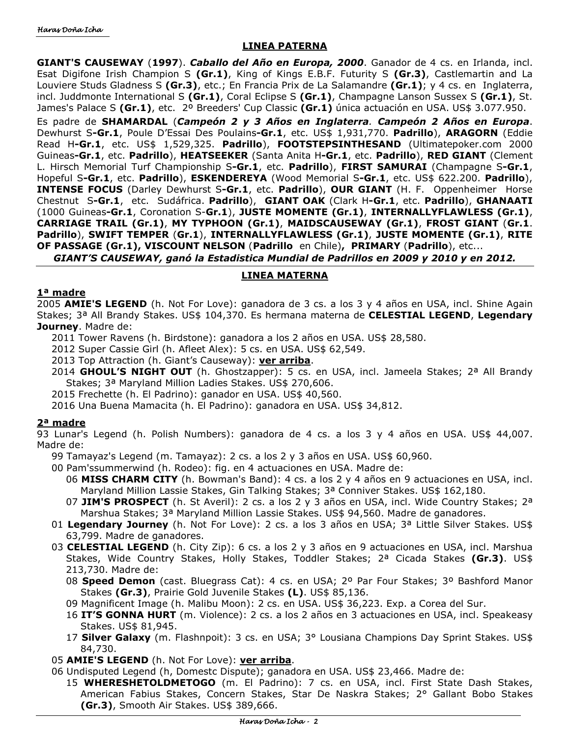## LINEA PATERNA

**GIANT'S CAUSEWAY** (**1997**). ***Caballo del Año en Europa, 2000***. Ganador de 4 cs. en Irlanda, incl. Esat Digifone Irish Champion S **(Gr.1)**, King of Kings E.B.F. Futurity S **(Gr.3)**, Castlemartin and La Louviere Studs Gladness S **(Gr.3)**, etc.; En Francia Prix de La Salamandre **(Gr.1)**; y 4 cs. en Inglaterra, incl. Juddmonte International S **(Gr.1)**, Coral Eclipse S **(Gr.1)**, Champagne Lanson Sussex S **(Gr.1)**, St. James's Palace S **(Gr.1)**, etc. 2º Breeders' Cup Classic **(Gr.1)** única actuación en USA. US$ 3.077.950.

Es padre de **SHAMARDAL** (***Campeón 2 y 3 Años en Inglaterra***. ***Campeón 2 Años en Europa***. Dewhurst S**-Gr.1**, Poule D'Essai Des Poulains**-Gr.1**, etc. US$ 1,931,770. **Padrillo**), **ARAGORN** (Eddie Read H**-Gr.1**, etc. US$ 1,529,325. **Padrillo**), **FOOTSTEPSINTHESAND** (Ultimatepoker.com 2000 Guineas**-Gr.1**, etc. **Padrillo**), **HEATSEEKER** (Santa Anita H**-Gr.1**, etc. **Padrillo**), **RED GIANT** (Clement L. Hirsch Memorial Turf Championship S**-Gr.1**, etc. **Padrillo**), **FIRST SAMURAI** (Champagne S**-Gr.1**, Hopeful S**-Gr.1**, etc. **Padrillo**), **ESKENDEREYA** (Wood Memorial S**-Gr.1**, etc. US$ 622.200. **Padrillo**), **INTENSE FOCUS** (Darley Dewhurst S**-Gr.1**, etc. **Padrillo**), **OUR GIANT** (H. F. Oppenheimer Horse Chestnut S**-Gr.1**, etc. Sudáfrica. **Padrillo**), **GIANT OAK** (Clark H**-Gr.1**, etc. **Padrillo**), **GHANAATI** (1000 Guineas**-Gr.1**, Coronation S-**Gr.1**), **JUSTE MOMENTE (Gr.1)**, **INTERNALLYFLAWLESS (Gr.1)**, **CARRIAGE TRAIL (Gr.1)**, **MY TYPHOON (Gr.1)**, **MAIDSCAUSEWAY (Gr.1)**, **FROST GIANT** (**Gr.1**. **Padrillo**), **SWIFT TEMPER** (**Gr.1**), **INTERNALLYFLAWLESS (Gr.1)**, **JUSTE MOMENTE (Gr.1)**, **RITE OF PASSAGE (Gr.1), VISCOUNT NELSON** (**Padrillo** en Chile)**, PRIMARY** (**Padrillo**), etc...

***GIANT'S CAUSEWAY, ganó la Estadistica Mundial de Padrillos en 2009 y 2010 y en 2012.***

## LINEA MATERNA

### 1ª madre

2005 **AMIE'S LEGEND** (h. Not For Love): ganadora de 3 cs. a los 3 y 4 años en USA, incl. Shine Again Stakes; 3ª All Brandy Stakes. US$ 104,370. Es hermana materna de **CELESTIAL LEGEND**, **Legendary Journey**. Madre de:

- 2011 Tower Ravens (h. Birdstone): ganadora a los 2 años en USA. US$ 28,580.
- 2012 Super Cassie Girl (h. Afleet Alex): 5 cs. en USA. US$ 62,549.
- 2013 Top Attraction (h. Giant's Causeway): **ver arriba**.
- 2014 **GHOUL'S NIGHT OUT** (h. Ghostzapper): 5 cs. en USA, incl. Jameela Stakes; 2ª All Brandy Stakes; 3ª Maryland Million Ladies Stakes. US$ 270,606.
- 2015 Frechette (h. El Padrino): ganador en USA. US$ 40,560.
- 2016 Una Buena Mamacita (h. El Padrino): ganadora en USA. US$ 34,812.

### 2ª madre

93 Lunar's Legend (h. Polish Numbers): ganadora de 4 cs. a los 3 y 4 años en USA. US$ 44,007. Madre de:

- 99 Tamayaz's Legend (m. Tamayaz): 2 cs. a los 2 y 3 años en USA. US$ 60,960.
- 00 Pam'ssummerwind (h. Rodeo): fig. en 4 actuaciones en USA. Madre de:
  - 06 **MISS CHARM CITY** (h. Bowman's Band): 4 cs. a los 2 y 4 años en 9 actuaciones en USA, incl. Maryland Million Lassie Stakes, Gin Talking Stakes; 3ª Conniver Stakes. US$ 162,180.
  - 07 **JIM'S PROSPECT** (h. St Averil): 2 cs. a los 2 y 3 años en USA, incl. Wide Country Stakes; 2ª Marshua Stakes; 3ª Maryland Million Lassie Stakes. US$ 94,560. Madre de ganadores.
- 01 **Legendary Journey** (h. Not For Love): 2 cs. a los 3 años en USA; 3ª Little Silver Stakes. US$ 63,799. Madre de ganadores.
- 03 **CELESTIAL LEGEND** (h. City Zip): 6 cs. a los 2 y 3 años en 9 actuaciones en USA, incl. Marshua Stakes, Wide Country Stakes, Holly Stakes, Toddler Stakes; 2ª Cicada Stakes **(Gr.3)**. US$ 213,730. Madre de:
  - 08 **Speed Demon** (cast. Bluegrass Cat): 4 cs. en USA; 2º Par Four Stakes; 3º Bashford Manor Stakes **(Gr.3)**, Prairie Gold Juvenile Stakes **(L)**. US$ 85,136.
  - 09 Magnificent Image (h. Malibu Moon): 2 cs. en USA. US$ 36,223. Exp. a Corea del Sur.
  - 16 **IT'S GONNA HURT** (m. Violence): 2 cs. a los 2 años en 3 actuaciones en USA, incl. Speakeasy Stakes. US$ 81,945.
  - 17 **Silver Galaxy** (m. Flashnpoit): 3 cs. en USA; 3° Lousiana Champions Day Sprint Stakes. US$ 84,730.
- 05 **AMIE'S LEGEND** (h. Not For Love): **ver arriba**.
- 06 Undisputed Legend (h, Domestc Dispute); ganadora en USA. US$ 23,466. Madre de:
  - 15 **WHERESHETOLDMETOGO** (m. El Padrino): 7 cs. en USA, incl. First State Dash Stakes, American Fabius Stakes, Concern Stakes, Star De Naskra Stakes; 2° Gallant Bobo Stakes **(Gr.3)**, Smooth Air Stakes. US$ 389,666.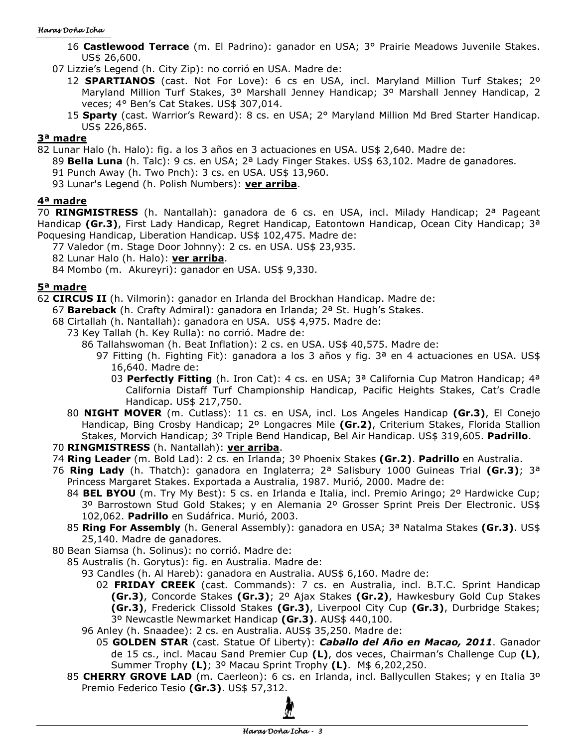16 **Castlewood Terrace** (m. El Padrino): ganador en USA; 3° Prairie Meadows Juvenile Stakes. US$ 26,600.

07 Lizzie's Legend (h. City Zip): no corrió en USA. Madre de:

12 **SPARTIANOS** (cast. Not For Love): 6 cs en USA, incl. Maryland Million Turf Stakes; 2º Maryland Million Turf Stakes, 3º Marshall Jenney Handicap; 3º Marshall Jenney Handicap, 2 veces; 4° Ben's Cat Stakes. US$ 307,014.

15 **Sparty** (cast. Warrior's Reward): 8 cs. en USA; 2° Maryland Million Md Bred Starter Handicap. US$ 226,865.

**3ª madre**

82 Lunar Halo (h. Halo): fig. a los 3 años en 3 actuaciones en USA. US$ 2,640. Madre de:

89 **Bella Luna** (h. Talc): 9 cs. en USA; 2ª Lady Finger Stakes. US$ 63,102. Madre de ganadores.

91 Punch Away (h. Two Pnch): 3 cs. en USA. US$ 13,960.

93 Lunar's Legend (h. Polish Numbers): **ver arriba**.

**4ª madre**

70 **RINGMISTRESS** (h. Nantallah): ganadora de 6 cs. en USA, incl. Milady Handicap; 2ª Pageant Handicap **(Gr.3)**, First Lady Handicap, Regret Handicap, Eatontown Handicap, Ocean City Handicap; 3ª Poquesing Handicap, Liberation Handicap. US$ 102,475. Madre de:

77 Valedor (m. Stage Door Johnny): 2 cs. en USA. US$ 23,935.

82 Lunar Halo (h. Halo): **ver arriba**.

84 Mombo (m. Akureyri): ganador en USA. US$ 9,330.

**5ª madre**

62 **CIRCUS II** (h. Vilmorin): ganador en Irlanda del Brockhan Handicap. Madre de:

67 **Bareback** (h. Crafty Admiral): ganadora en Irlanda; 2ª St. Hugh's Stakes.

68 Cirtallah (h. Nantallah): ganadora en USA. US$ 4,975. Madre de:

73 Key Tallah (h. Key Rulla): no corrió. Madre de:

86 Tallahswoman (h. Beat Inflation): 2 cs. en USA. US$ 40,575. Madre de:

97 Fitting (h. Fighting Fit): ganadora a los 3 años y fig. 3ª en 4 actuaciones en USA. US$ 16,640. Madre de:

03 **Perfectly Fitting** (h. Iron Cat): 4 cs. en USA; 3ª California Cup Matron Handicap; 4ª California Distaff Turf Championship Handicap, Pacific Heights Stakes, Cat's Cradle Handicap. US$ 217,750.

80 **NIGHT MOVER** (m. Cutlass): 11 cs. en USA, incl. Los Angeles Handicap **(Gr.3)**, El Conejo Handicap, Bing Crosby Handicap; 2º Longacres Mile **(Gr.2)**, Criterium Stakes, Florida Stallion Stakes, Morvich Handicap; 3º Triple Bend Handicap, Bel Air Handicap. US$ 319,605. **Padrillo**.

70 **RINGMISTRESS** (h. Nantallah): **ver arriba**.

74 **Ring Leader** (m. Bold Lad): 2 cs. en Irlanda; 3º Phoenix Stakes **(Gr.2)**. **Padrillo** en Australia.

76 **Ring Lady** (h. Thatch): ganadora en Inglaterra; 2ª Salisbury 1000 Guineas Trial **(Gr.3)**; 3ª Princess Margaret Stakes. Exportada a Australia, 1987. Murió, 2000. Madre de:

84 **BEL BYOU** (m. Try My Best): 5 cs. en Irlanda e Italia, incl. Premio Aringo; 2º Hardwicke Cup; 3º Barrostown Stud Gold Stakes; y en Alemania 2º Grosser Sprint Preis Der Electronic. US$ 102,062. **Padrillo** en Sudáfrica. Murió, 2003.

85 **Ring For Assembly** (h. General Assembly): ganadora en USA; 3ª Natalma Stakes **(Gr.3)**. US$ 25,140. Madre de ganadores.

80 Bean Siamsa (h. Solinus): no corrió. Madre de:

85 Australis (h. Gorytus): fig. en Australia. Madre de:

93 Candles (h. Al Hareb): ganadora en Australia. AUS$ 6,160. Madre de:

02 **FRIDAY CREEK** (cast. Commands): 7 cs. en Australia, incl. B.T.C. Sprint Handicap **(Gr.3)**, Concorde Stakes **(Gr.3)**; 2º Ajax Stakes **(Gr.2)**, Hawkesbury Gold Cup Stakes **(Gr.3)**, Frederick Clissold Stakes **(Gr.3)**, Liverpool City Cup **(Gr.3)**, Durbridge Stakes; 3º Newcastle Newmarket Handicap **(Gr.3)**. AUS$ 440,100.

96 Anley (h. Snaadee): 2 cs. en Australia. AUS$ 35,250. Madre de:

05 **GOLDEN STAR** (cast. Statue Of Liberty): ***Caballo del Año en Macao, 2011***. Ganador de 15 cs., incl. Macau Sand Premier Cup **(L)**, dos veces, Chairman's Challenge Cup **(L)**, Summer Trophy **(L)**; 3º Macau Sprint Trophy **(L)**. M$ 6,202,250.

85 **CHERRY GROVE LAD** (m. Caerleon): 6 cs. en Irlanda, incl. Ballycullen Stakes; y en Italia 3º Premio Federico Tesio **(Gr.3)**. US$ 57,312.